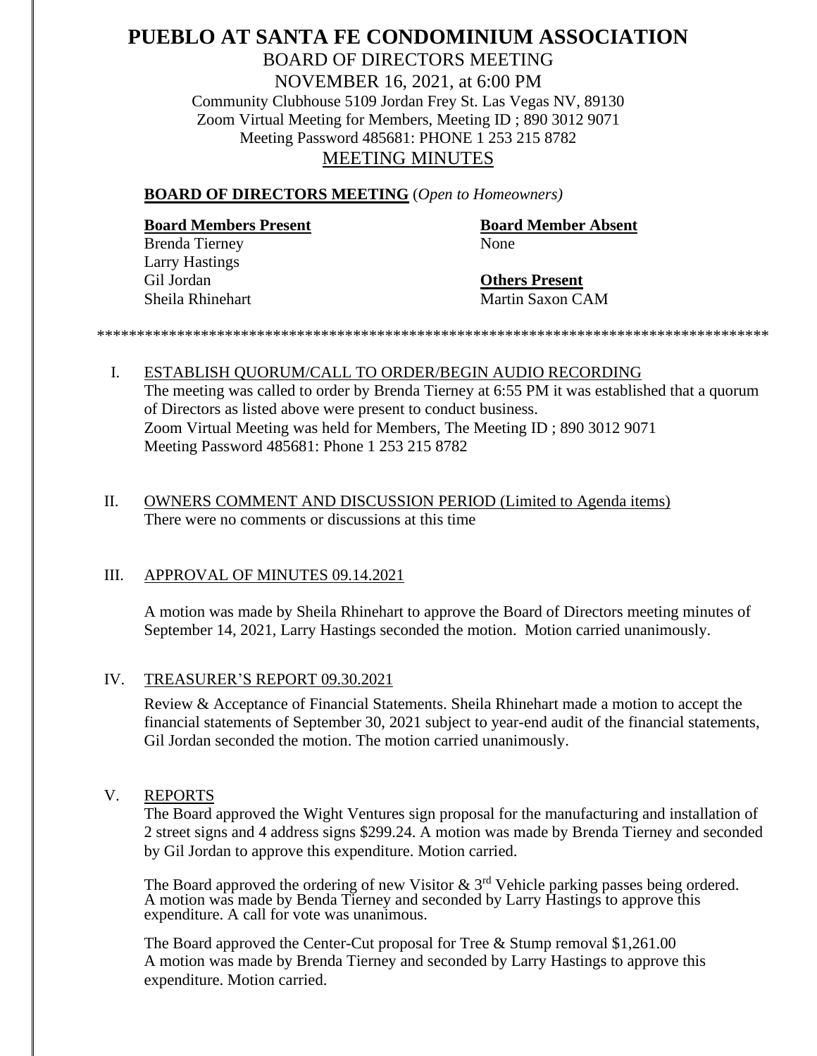# PUEBLO AT SANTA FE CONDOMINIUM ASSOCIATION

BOARD OF DIRECTORS MEETING

NOVEMBER 16, 2021, at 6:00 PM

Community Clubhouse 5109 Jordan Frey St. Las Vegas NV, 89130

Zoom Virtual Meeting for Members, Meeting ID ; 890 3012 9071

Meeting Password 485681: PHONE 1 253 215 8782

MEETING MINUTES

**BOARD OF DIRECTORS MEETING** (*Open to Homeowners)*

**Board Members Present**
Brenda Tierney
Larry Hastings
Gil Jordan
Sheila Rhinehart

**Board Member Absent**
None

**Others Present**
Martin Saxon CAM

\*\*\*\*\*\*\*\*\*\*\*\*\*\*\*\*\*\*\*\*\*\*\*\*\*\*\*\*\*\*\*\*\*\*\*\*\*\*\*\*\*\*\*\*\*\*\*\*\*\*\*\*\*\*\*\*\*\*\*\*\*\*\*\*\*\*\*\*\*\*\*\*\*\*\*\*\*\*\*\*\*\*\*\*\*\*

I. ESTABLISH QUORUM/CALL TO ORDER/BEGIN AUDIO RECORDING

The meeting was called to order by Brenda Tierney at 6:55 PM it was established that a quorum of Directors as listed above were present to conduct business.
Zoom Virtual Meeting was held for Members, The Meeting ID ; 890 3012 9071
Meeting Password 485681: Phone 1 253 215 8782

II. OWNERS COMMENT AND DISCUSSION PERIOD (Limited to Agenda items)

There were no comments or discussions at this time

III. APPROVAL OF MINUTES 09.14.2021

A motion was made by Sheila Rhinehart to approve the Board of Directors meeting minutes of September 14, 2021, Larry Hastings seconded the motion. Motion carried unanimously.

IV. TREASURER'S REPORT 09.30.2021

Review & Acceptance of Financial Statements. Sheila Rhinehart made a motion to accept the financial statements of September 30, 2021 subject to year-end audit of the financial statements, Gil Jordan seconded the motion. The motion carried unanimously.

V. REPORTS

The Board approved the Wight Ventures sign proposal for the manufacturing and installation of 2 street signs and 4 address signs $299.24. A motion was made by Brenda Tierney and seconded by Gil Jordan to approve this expenditure. Motion carried.

The Board approved the ordering of new Visitor & 3rd Vehicle parking passes being ordered. A motion was made by Benda Tierney and seconded by Larry Hastings to approve this expenditure. A call for vote was unanimous.

The Board approved the Center-Cut proposal for Tree & Stump removal $1,261.00
A motion was made by Brenda Tierney and seconded by Larry Hastings to approve this expenditure. Motion carried.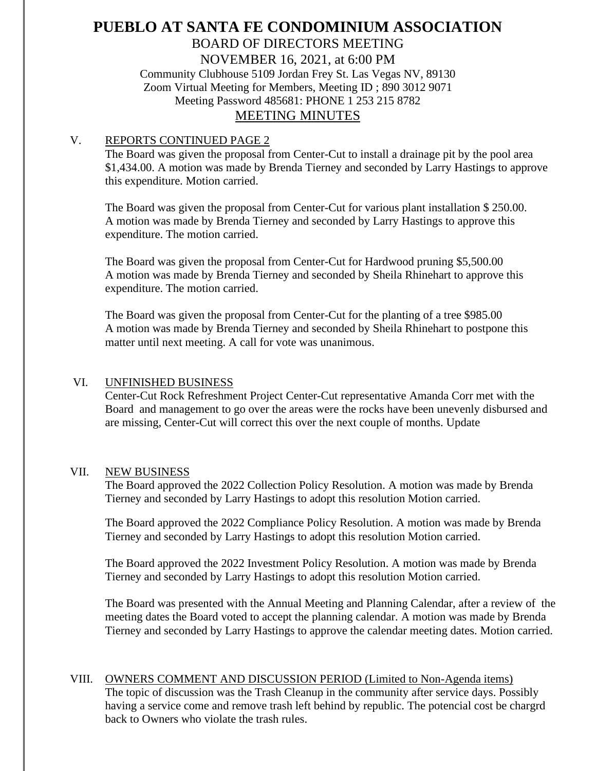# PUEBLO AT SANTA FE CONDOMINIUM ASSOCIATION

BOARD OF DIRECTORS MEETING

NOVEMBER 16, 2021, at 6:00 PM

Community Clubhouse 5109 Jordan Frey St. Las Vegas NV, 89130

Zoom Virtual Meeting for Members, Meeting ID ; 890 3012 9071

Meeting Password 485681: PHONE 1 253 215 8782

## MEETING MINUTES

V. REPORTS CONTINUED PAGE 2

The Board was given the proposal from Center-Cut to install a drainage pit by the pool area $1,434.00. A motion was made by Brenda Tierney and seconded by Larry Hastings to approve this expenditure. Motion carried.

The Board was given the proposal from Center-Cut for various plant installation $ 250.00. A motion was made by Brenda Tierney and seconded by Larry Hastings to approve this expenditure. The motion carried.

The Board was given the proposal from Center-Cut for Hardwood pruning $5,500.00 A motion was made by Brenda Tierney and seconded by Sheila Rhinehart to approve this expenditure. The motion carried.

The Board was given the proposal from Center-Cut for the planting of a tree $985.00 A motion was made by Brenda Tierney and seconded by Sheila Rhinehart to postpone this matter until next meeting. A call for vote was unanimous.

VI. UNFINISHED BUSINESS

Center-Cut Rock Refreshment Project Center-Cut representative Amanda Corr met with the Board and management to go over the areas were the rocks have been unevenly disbursed and are missing, Center-Cut will correct this over the next couple of months. Update

VII. NEW BUSINESS

The Board approved the 2022 Collection Policy Resolution. A motion was made by Brenda Tierney and seconded by Larry Hastings to adopt this resolution Motion carried.

The Board approved the 2022 Compliance Policy Resolution. A motion was made by Brenda Tierney and seconded by Larry Hastings to adopt this resolution Motion carried.

The Board approved the 2022 Investment Policy Resolution. A motion was made by Brenda Tierney and seconded by Larry Hastings to adopt this resolution Motion carried.

The Board was presented with the Annual Meeting and Planning Calendar, after a review of the meeting dates the Board voted to accept the planning calendar. A motion was made by Brenda Tierney and seconded by Larry Hastings to approve the calendar meeting dates. Motion carried.

VIII. OWNERS COMMENT AND DISCUSSION PERIOD (Limited to Non-Agenda items)

The topic of discussion was the Trash Cleanup in the community after service days. Possibly having a service come and remove trash left behind by republic. The potencial cost be chargrd back to Owners who violate the trash rules.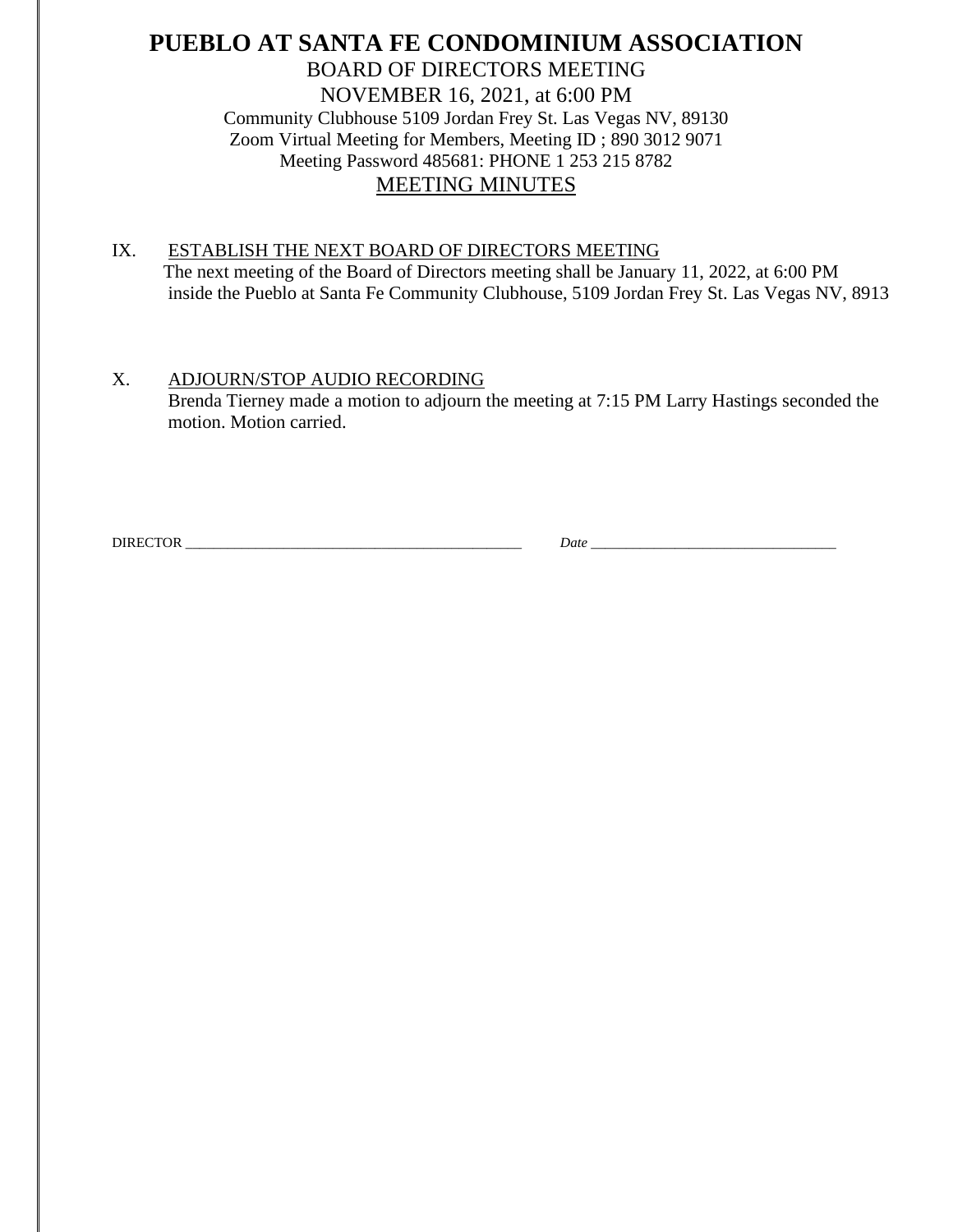# PUEBLO AT SANTA FE CONDOMINIUM ASSOCIATION

BOARD OF DIRECTORS MEETING

NOVEMBER 16, 2021, at 6:00 PM

Community Clubhouse 5109 Jordan Frey St. Las Vegas NV, 89130

Zoom Virtual Meeting for Members, Meeting ID ; 890 3012 9071

Meeting Password 485681: PHONE 1 253 215 8782

MEETING MINUTES

IX. ESTABLISH THE NEXT BOARD OF DIRECTORS MEETING

The next meeting of the Board of Directors meeting shall be January 11, 2022, at 6:00 PM inside the Pueblo at Santa Fe Community Clubhouse, 5109 Jordan Frey St. Las Vegas NV, 8913

X. ADJOURN/STOP AUDIO RECORDING

Brenda Tierney made a motion to adjourn the meeting at 7:15 PM Larry Hastings seconded the motion. Motion carried.

DIRECTOR _______________________________________________ *Date* __________________________________